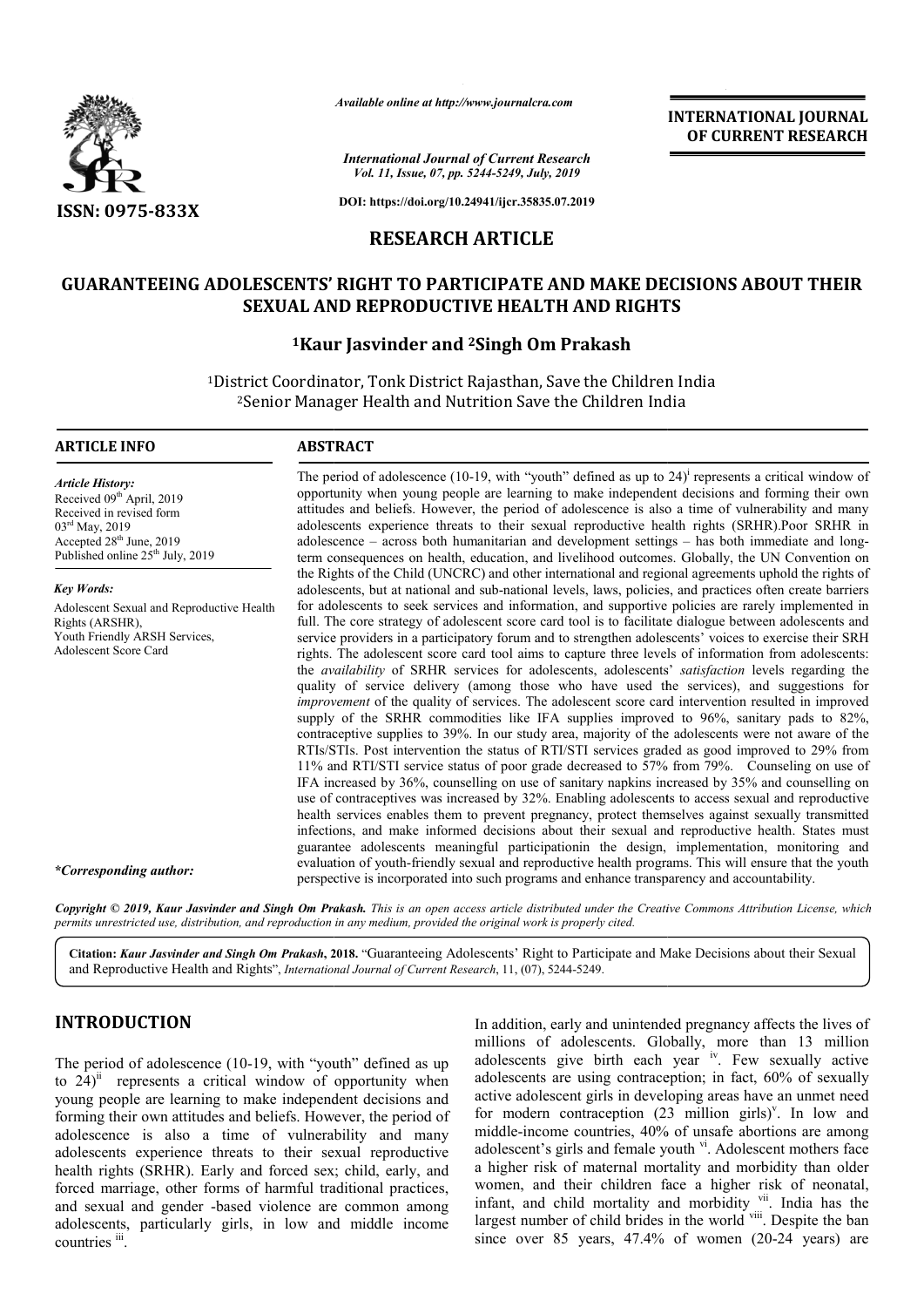# RESEARCH ARTICLE

# GUARANTEEING ADOLESCENTS' RIGHT TO PARTICIPATE AND MAKE DECISIONS ABOUT THEIR SEXUAL AND REPRODUCTIVE HEALTH AND RIGHTS

**[1]Kaur Jasvinder and [2]Singh Om Prakash**

[1]District Coordinator, Tonk District Rajasthan, Save the Children India
[2]Senior Manager Health and Nutrition Save the Children India

## ARTICLE INFO

*Article History:*
Received 09th April, 2019
Received in revised form
03rd May, 2019
Accepted 28th June, 2019
Published online 25th July, 2019

*Key Words:*
Adolescent Sexual and Reproductive Health Rights (ARSHR),
Youth Friendly ARSH Services,
Adolescent Score Card

*\*Corresponding author:*

## ABSTRACT

The period of adolescence (10-19, with "youth" defined as up to 24)[i] represents a critical window of opportunity when young people are learning to make independent decisions and forming their own attitudes and beliefs. However, the period of adolescence is also a time of vulnerability and many adolescents experience threats to their sexual reproductive health rights (SRHR).Poor SRHR in adolescence – across both humanitarian and development settings – has both immediate and long-term consequences on health, education, and livelihood outcomes. Globally, the UN Convention on the Rights of the Child (UNCRC) and other international and regional agreements uphold the rights of adolescents, but at national and sub-national levels, laws, policies, and practices often create barriers for adolescents to seek services and information, and supportive policies are rarely implemented in full. The core strategy of adolescent score card tool is to facilitate dialogue between adolescents and service providers in a participatory forum and to strengthen adolescents' voices to exercise their SRH rights. The adolescent score card tool aims to capture three levels of information from adolescents: the *availability* of SRHR services for adolescents, adolescents' *satisfaction* levels regarding the quality of service delivery (among those who have used the services), and suggestions for *improvement* of the quality of services. The adolescent score card intervention resulted in improved supply of the SRHR commodities like IFA supplies improved to 96%, sanitary pads to 82%, contraceptive supplies to 39%. In our study area, majority of the adolescents were not aware of the RTIs/STIs. Post intervention the status of RTI/STI services graded as good improved to 29% from 11% and RTI/STI service status of poor grade decreased to 57% from 79%. Counseling on use of IFA increased by 36%, counselling on use of sanitary napkins increased by 35% and counselling on use of contraceptives was increased by 32%. Enabling adolescents to access sexual and reproductive health services enables them to prevent pregnancy, protect themselves against sexually transmitted infections, and make informed decisions about their sexual and reproductive health. States must guarantee adolescents meaningful participationin the design, implementation, monitoring and evaluation of youth-friendly sexual and reproductive health programs. This will ensure that the youth perspective is incorporated into such programs and enhance transparency and accountability.

*Copyright © 2019, Kaur Jasvinder and Singh Om Prakash. This is an open access article distributed under the Creative Commons Attribution License, which permits unrestricted use, distribution, and reproduction in any medium, provided the original work is properly cited.*

**Citation:** *Kaur Jasvinder and Singh Om Prakash*, **2018.** "Guaranteeing Adolescents' Right to Participate and Make Decisions about their Sexual and Reproductive Health and Rights", *International Journal of Current Research*, 11, (07), 5244-5249.

## INTRODUCTION

The period of adolescence (10-19, with "youth" defined as up to 24)[ii] represents a critical window of opportunity when young people are learning to make independent decisions and forming their own attitudes and beliefs. However, the period of adolescence is also a time of vulnerability and many adolescents experience threats to their sexual reproductive health rights (SRHR). Early and forced sex; child, early, and forced marriage, other forms of harmful traditional practices, and sexual and gender -based violence are common among adolescents, particularly girls, in low and middle income countries [iii].

In addition, early and unintended pregnancy affects the lives of millions of adolescents. Globally, more than 13 million adolescents give birth each year [iv]. Few sexually active adolescents are using contraception; in fact, 60% of sexually active adolescent girls in developing areas have an unmet need for modern contraception (23 million girls)[v]. In low and middle-income countries, 40% of unsafe abortions are among adolescent's girls and female youth [vi]. Adolescent mothers face a higher risk of maternal mortality and morbidity than older women, and their children face a higher risk of neonatal, infant, and child mortality and morbidity [vii]. India has the largest number of child brides in the world [viii]. Despite the ban since over 85 years, 47.4% of women (20-24 years) are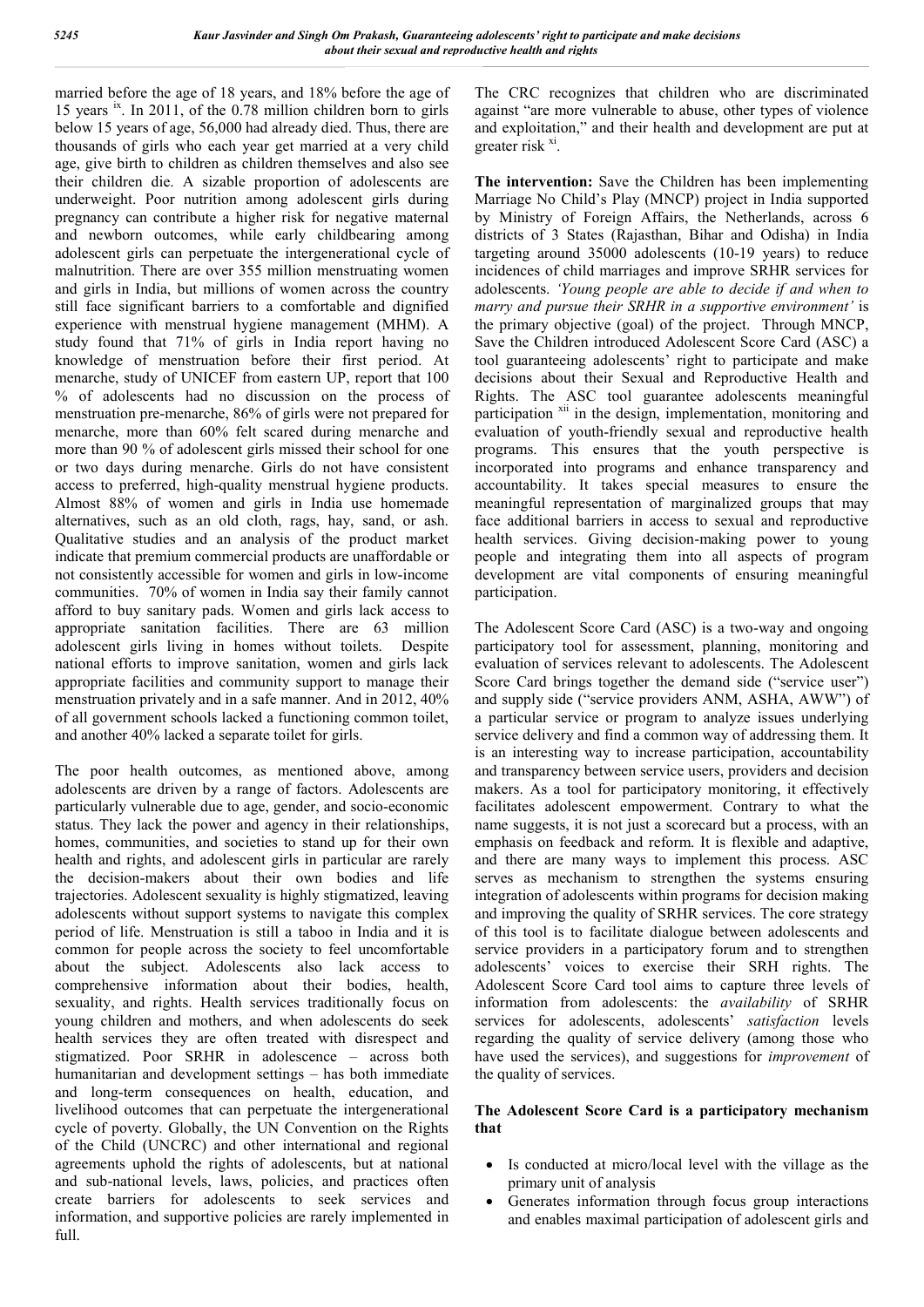married before the age of 18 years, and 18% before the age of 15 years [ix]. In 2011, of the 0.78 million children born to girls below 15 years of age, 56,000 had already died. Thus, there are thousands of girls who each year get married at a very child age, give birth to children as children themselves and also see their children die. A sizable proportion of adolescents are underweight. Poor nutrition among adolescent girls during pregnancy can contribute a higher risk for negative maternal and newborn outcomes, while early childbearing among adolescent girls can perpetuate the intergenerational cycle of malnutrition. There are over 355 million menstruating women and girls in India, but millions of women across the country still face significant barriers to a comfortable and dignified experience with menstrual hygiene management (MHM). A study found that 71% of girls in India report having no knowledge of menstruation before their first period. At menarche, study of UNICEF from eastern UP, report that 100 % of adolescents had no discussion on the process of menstruation pre-menarche, 86% of girls were not prepared for menarche, more than 60% felt scared during menarche and more than 90 % of adolescent girls missed their school for one or two days during menarche. Girls do not have consistent access to preferred, high-quality menstrual hygiene products. Almost 88% of women and girls in India use homemade alternatives, such as an old cloth, rags, hay, sand, or ash. Qualitative studies and an analysis of the product market indicate that premium commercial products are unaffordable or not consistently accessible for women and girls in low-income communities. 70% of women in India say their family cannot afford to buy sanitary pads. Women and girls lack access to appropriate sanitation facilities. There are 63 million adolescent girls living in homes without toilets. Despite national efforts to improve sanitation, women and girls lack appropriate facilities and community support to manage their menstruation privately and in a safe manner. And in 2012, 40% of all government schools lacked a functioning common toilet, and another 40% lacked a separate toilet for girls.

The poor health outcomes, as mentioned above, among adolescents are driven by a range of factors. Adolescents are particularly vulnerable due to age, gender, and socio-economic status. They lack the power and agency in their relationships, homes, communities, and societies to stand up for their own health and rights, and adolescent girls in particular are rarely the decision-makers about their own bodies and life trajectories. Adolescent sexuality is highly stigmatized, leaving adolescents without support systems to navigate this complex period of life. Menstruation is still a taboo in India and it is common for people across the society to feel uncomfortable about the subject. Adolescents also lack access to comprehensive information about their bodies, health, sexuality, and rights. Health services traditionally focus on young children and mothers, and when adolescents do seek health services they are often treated with disrespect and stigmatized. Poor SRHR in adolescence – across both humanitarian and development settings – has both immediate and long-term consequences on health, education, and livelihood outcomes that can perpetuate the intergenerational cycle of poverty. Globally, the UN Convention on the Rights of the Child (UNCRC) and other international and regional agreements uphold the rights of adolescents, but at national and sub-national levels, laws, policies, and practices often create barriers for adolescents to seek services and information, and supportive policies are rarely implemented in full.

The CRC recognizes that children who are discriminated against "are more vulnerable to abuse, other types of violence and exploitation," and their health and development are put at greater risk [xi].

**The intervention:** Save the Children has been implementing Marriage No Child's Play (MNCP) project in India supported by Ministry of Foreign Affairs, the Netherlands, across 6 districts of 3 States (Rajasthan, Bihar and Odisha) in India targeting around 35000 adolescents (10-19 years) to reduce incidences of child marriages and improve SRHR services for adolescents. *'Young people are able to decide if and when to marry and pursue their SRHR in a supportive environment'* is the primary objective (goal) of the project. Through MNCP, Save the Children introduced Adolescent Score Card (ASC) a tool guaranteeing adolescents' right to participate and make decisions about their Sexual and Reproductive Health and Rights. The ASC tool guarantee adolescents meaningful participation [xii] in the design, implementation, monitoring and evaluation of youth-friendly sexual and reproductive health programs. This ensures that the youth perspective is incorporated into programs and enhance transparency and accountability. It takes special measures to ensure the meaningful representation of marginalized groups that may face additional barriers in access to sexual and reproductive health services. Giving decision-making power to young people and integrating them into all aspects of program development are vital components of ensuring meaningful participation.

The Adolescent Score Card (ASC) is a two-way and ongoing participatory tool for assessment, planning, monitoring and evaluation of services relevant to adolescents. The Adolescent Score Card brings together the demand side ("service user") and supply side ("service providers ANM, ASHA, AWW") of a particular service or program to analyze issues underlying service delivery and find a common way of addressing them. It is an interesting way to increase participation, accountability and transparency between service users, providers and decision makers. As a tool for participatory monitoring, it effectively facilitates adolescent empowerment. Contrary to what the name suggests, it is not just a scorecard but a process, with an emphasis on feedback and reform. It is flexible and adaptive, and there are many ways to implement this process. ASC serves as mechanism to strengthen the systems ensuring integration of adolescents within programs for decision making and improving the quality of SRHR services. The core strategy of this tool is to facilitate dialogue between adolescents and service providers in a participatory forum and to strengthen adolescents' voices to exercise their SRH rights. The Adolescent Score Card tool aims to capture three levels of information from adolescents: the *availability* of SRHR services for adolescents, adolescents' *satisfaction* levels regarding the quality of service delivery (among those who have used the services), and suggestions for *improvement* of the quality of services.

**The Adolescent Score Card is a participatory mechanism that**

- Is conducted at micro/local level with the village as the primary unit of analysis
- Generates information through focus group interactions and enables maximal participation of adolescent girls and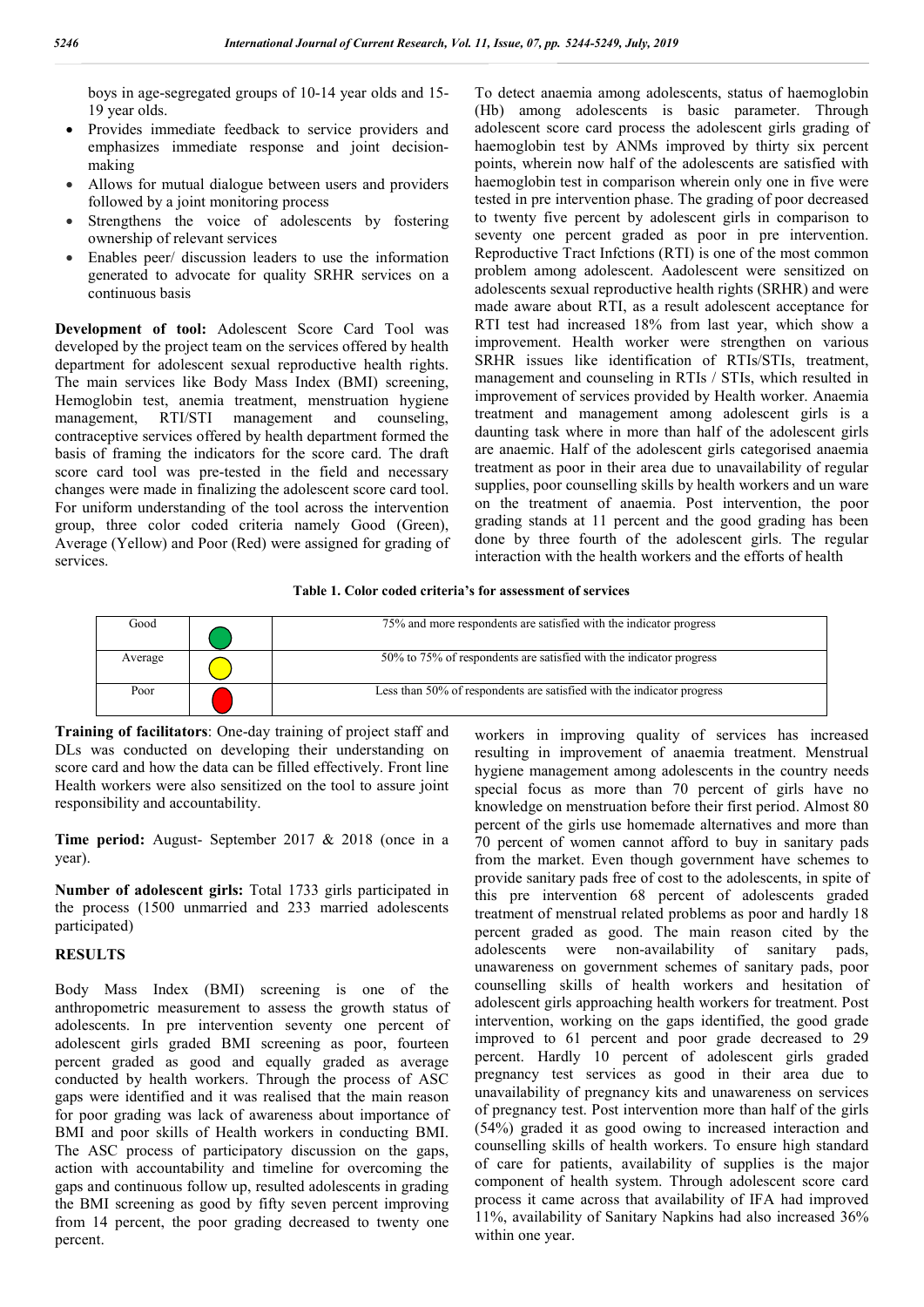boys in age-segregated groups of 10-14 year olds and 15-19 year olds.

- Provides immediate feedback to service providers and emphasizes immediate response and joint decision-making
- Allows for mutual dialogue between users and providers followed by a joint monitoring process
- Strengthens the voice of adolescents by fostering ownership of relevant services
- Enables peer/ discussion leaders to use the information generated to advocate for quality SRHR services on a continuous basis

**Development of tool:** Adolescent Score Card Tool was developed by the project team on the services offered by health department for adolescent sexual reproductive health rights. The main services like Body Mass Index (BMI) screening, Hemoglobin test, anemia treatment, menstruation hygiene management, RTI/STI management and counseling, contraceptive services offered by health department formed the basis of framing the indicators for the score card. The draft score card tool was pre-tested in the field and necessary changes were made in finalizing the adolescent score card tool. For uniform understanding of the tool across the intervention group, three color coded criteria namely Good (Green), Average (Yellow) and Poor (Red) were assigned for grading of services.

**Table 1. Color coded criteria's for assessment of services**

| | | |
|---|---|---|
| Good | 🟢 | 75% and more respondents are satisfied with the indicator progress |
| Average | 🟡 | 50% to 75% of respondents are satisfied with the indicator progress |
| Poor | 🔴 | Less than 50% of respondents are satisfied with the indicator progress |

**Training of facilitators**: One-day training of project staff and DLs was conducted on developing their understanding on score card and how the data can be filled effectively. Front line Health workers were also sensitized on the tool to assure joint responsibility and accountability.

**Time period:** August- September 2017 & 2018 (once in a year).

**Number of adolescent girls:** Total 1733 girls participated in the process (1500 unmarried and 233 married adolescents participated)

## RESULTS

Body Mass Index (BMI) screening is one of the anthropometric measurement to assess the growth status of adolescents. In pre intervention seventy one percent of adolescent girls graded BMI screening as poor, fourteen percent graded as good and equally graded as average conducted by health workers. Through the process of ASC gaps were identified and it was realised that the main reason for poor grading was lack of awareness about importance of BMI and poor skills of Health workers in conducting BMI. The ASC process of participatory discussion on the gaps, action with accountability and timeline for overcoming the gaps and continuous follow up, resulted adolescents in grading the BMI screening as good by fifty seven percent improving from 14 percent, the poor grading decreased to twenty one percent.

To detect anaemia among adolescents, status of haemoglobin (Hb) among adolescents is basic parameter. Through adolescent score card process the adolescent girls grading of haemoglobin test by ANMs improved by thirty six percent points, wherein now half of the adolescents are satisfied with haemoglobin test in comparison wherein only one in five were tested in pre intervention phase. The grading of poor decreased to twenty five percent by adolescent girls in comparison to seventy one percent graded as poor in pre intervention. Reproductive Tract Infctions (RTI) is one of the most common problem among adolescent. Aadolescent were sensitized on adolescents sexual reproductive health rights (SRHR) and were made aware about RTI, as a result adolescent acceptance for RTI test had increased 18% from last year, which show a improvement. Health worker were strengthen on various SRHR issues like identification of RTIs/STIs, treatment, management and counseling in RTIs / STIs, which resulted in improvement of services provided by Health worker. Anaemia treatment and management among adolescent girls is a daunting task where in more than half of the adolescent girls are anaemic. Half of the adolescent girls categorised anaemia treatment as poor in their area due to unavailability of regular supplies, poor counselling skills by health workers and un ware on the treatment of anaemia. Post intervention, the poor grading stands at 11 percent and the good grading has been done by three fourth of the adolescent girls. The regular interaction with the health workers and the efforts of health workers in improving quality of services has increased resulting in improvement of anaemia treatment. Menstrual hygiene management among adolescents in the country needs special focus as more than 70 percent of girls have no knowledge on menstruation before their first period. Almost 80 percent of the girls use homemade alternatives and more than 70 percent of women cannot afford to buy in sanitary pads from the market. Even though government have schemes to provide sanitary pads free of cost to the adolescents, in spite of this pre intervention 68 percent of adolescents graded treatment of menstrual related problems as poor and hardly 18 percent graded as good. The main reason cited by the adolescents were non-availability of sanitary pads, unawareness on government schemes of sanitary pads, poor counselling skills of health workers and hesitation of adolescent girls approaching health workers for treatment. Post intervention, working on the gaps identified, the good grade improved to 61 percent and poor grade decreased to 29 percent. Hardly 10 percent of adolescent girls graded pregnancy test services as good in their area due to unavailability of pregnancy kits and unawareness on services of pregnancy test. Post intervention more than half of the girls (54%) graded it as good owing to increased interaction and counselling skills of health workers. To ensure high standard of care for patients, availability of supplies is the major component of health system. Through adolescent score card process it came across that availability of IFA had improved 11%, availability of Sanitary Napkins had also increased 36% within one year.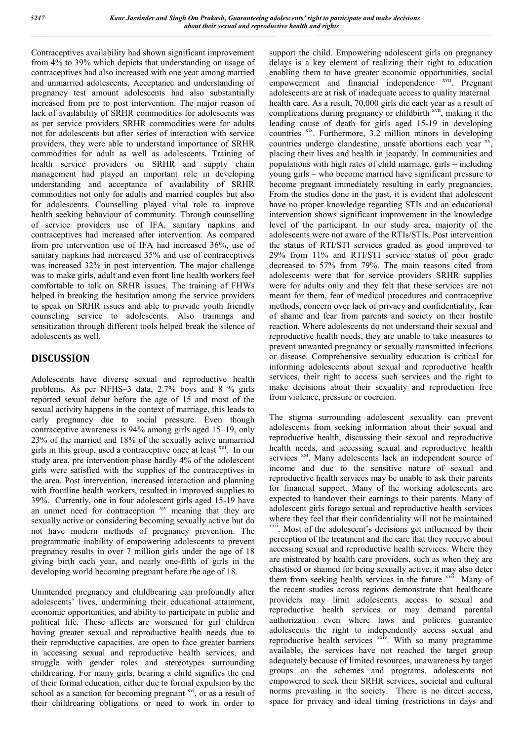Contraceptives availability had shown significant improvement from 4% to 39% which depicts that understanding on usage of contraceptives had also increased with one year among married and unmarried adolescents. Acceptance and understanding of pregnancy test amount adolescents had also substantially increased from pre to post intervention. The major reason of lack of availability of SRHR commodities for adolescents was as per service providers SRHR commodities were for adults not for adolescents but after series of interaction with service providers, they were able to understand importance of SRHR commodities for adult as well as adolescents. Training of health service providers on SRHR and supply chain management had played an important role in developing understanding and acceptance of availability of SRHR commodities not only for adults and married couples but also for adolescents. Counselling played vital role to improve health seeking behaviour of community. Through counselling of service providers use of IFA, sanitary napkins and contraceptives had increased after intervention. As compared from pre intervention use of IFA had increased 36%, use of sanitary napkins had increased 35% and use of contraceptives was increased 32% in post intervention. The major challenge was to make girls, adult and even front line health workers feel comfortable to talk on SRHR issues. The training of FHWs helped in breaking the hesitation among the service providers to speak on SRHR issues and able to provide youth friendly counseling service to adolescents. Also trainings and sensitization through different tools helped break the silence of adolescents as well.

## DISCUSSION

Adolescents have diverse sexual and reproductive health problems. As per NFHS–3 data, 2.7% boys and 8 % girls reported sexual debut before the age of 15 and most of the sexual activity happens in the context of marriage, this leads to early pregnancy due to social pressure. Even though contraceptive awareness is 94% among girls aged 15–19, only 23% of the married and 18% of the sexually active unmarried girls in this group, used a contraceptive once at least [xiii]. In our study area, pre intervention phase hardly 4% of the adolescent girls were satisfied with the supplies of the contraceptives in the area. Post intervention, increased interaction and planning with frontline health workers, resulted in improved supplies to 39%. Currently, one in four adolescent girls aged 15-19 have an unmet need for contraception [xiv] meaning that they are sexually active or considering becoming sexually active but do not have modern methods of pregnancy prevention. The programmatic inability of empowering adolescents to prevent pregnancy results in over 7 million girls under the age of 18 giving birth each year, and nearly one-fifth of girls in the developing world becoming pregnant before the age of 18.

Unintended pregnancy and childbearing can profoundly alter adolescents' lives, undermining their educational attainment, economic opportunities, and ability to participate in public and political life. These affects are worsened for girl children having greater sexual and reproductive health needs due to their reproductive capacities, are open to face greater barriers in accessing sexual and reproductive health services, and struggle with gender roles and stereotypes surrounding childrearing. For many girls, bearing a child signifies the end of their formal education, either due to formal expulsion by the school as a sanction for becoming pregnant [xvi], or as a result of their childrearing obligations or need to work in order to support the child. Empowering adolescent girls on pregnancy delays is a key element of realizing their right to education enabling them to have greater economic opportunities, social empowerment and financial independence [xvii]. Pregnant adolescents are at risk of inadequate access to quality maternal health care. As a result, 70,000 girls die each year as a result of complications during pregnancy or childbirth [xvii], making it the leading cause of death for girls aged 15-19 in developing countries [xix]. Furthermore, 3.2 million minors in developing countries undergo clandestine, unsafe abortions each year [xx], placing their lives and health in jeopardy. In communities and populations with high rates of child marriage, girls – including young girls – who become married have significant pressure to become pregnant immediately resulting in early pregnancies. From the studies done in the past, it is evident that adolescent have no proper knowledge regarding STIs and an educational intervention shows significant improvement in the knowledge level of the participant. In our study area, majority of the adolescents were not aware of the RTIs/STIs. Post intervention the status of RTI/STI services graded as good improved to 29% from 11% and RTI/STI service status of poor grade decreased to 57% from 79%. The main reasons cited from adolescents were that for service providers SRHR supplies were for adults only and they felt that these services are not meant for them, fear of medical procedures and contraceptive methods, concern over lack of privacy and confidentiality, fear of shame and fear from parents and society on their hostile reaction. Where adolescents do not understand their sexual and reproductive health needs, they are unable to take measures to prevent unwanted pregnancy or sexually transmitted infections or disease. Comprehensive sexuality education is critical for informing adolescents about sexual and reproductive health services, their right to access such services and the right to make decisions about their sexuality and reproduction free from violence, pressure or coercion.

The stigma surrounding adolescent sexuality can prevent adolescents from seeking information about their sexual and reproductive health, discussing their sexual and reproductive health needs, and accessing sexual and reproductive health services [xxi]. Many adolescents lack an independent source of income and due to the sensitive nature of sexual and reproductive health services may be unable to ask their parents for financial support. Many of the working adolescents are expected to handover their earnings to their parents. Many of adolescent girls forego sexual and reproductive health services where they feel that their confidentiality will not be maintained [xxii]. Most of the adolescent's decisions get influenced by their perception of the treatment and the care that they receive about accessing sexual and reproductive health services. Where they are mistreated by health care providers, such as when they are chastised or shamed for being sexually active, it may also deter them from seeking health services in the future [xxiii]. Many of the recent studies across regions demonstrate that healthcare providers may limit adolescents access to sexual and reproductive health services or may demand parental authorization even where laws and policies guarantee adolescents the right to independently access sexual and reproductive health services [xxiv]. With so many programme available, the services have not reached the target group adequately because of limited resources, unawareness by target groups on the schemes and programs, adolescents not empowered to seek their SRHR services, societal and cultural norms prevailing in the society. There is no direct access, space for privacy and ideal timing (restrictions in days and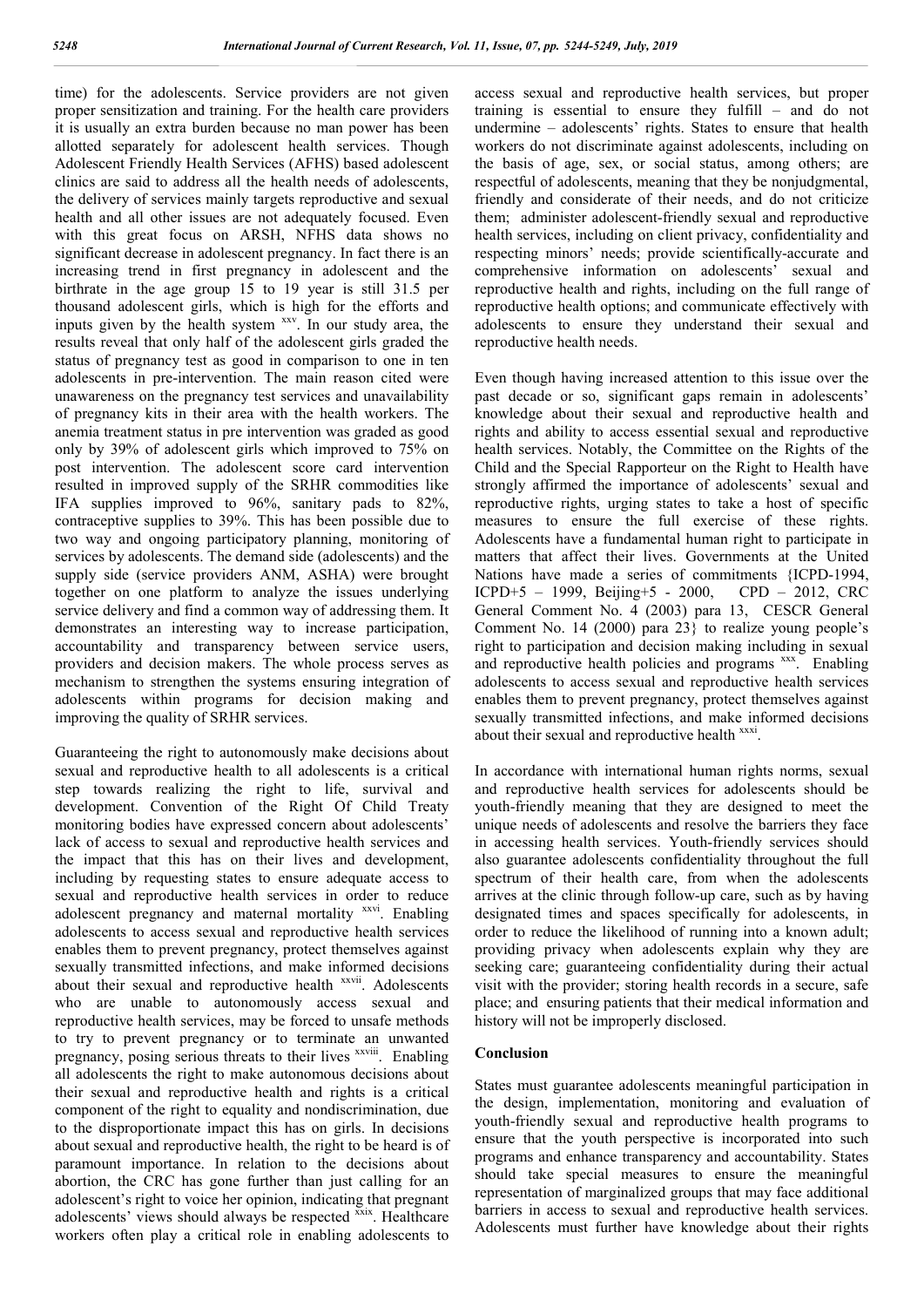time) for the adolescents. Service providers are not given proper sensitization and training. For the health care providers it is usually an extra burden because no man power has been allotted separately for adolescent health services. Though Adolescent Friendly Health Services (AFHS) based adolescent clinics are said to address all the health needs of adolescents, the delivery of services mainly targets reproductive and sexual health and all other issues are not adequately focused. Even with this great focus on ARSH, NFHS data shows no significant decrease in adolescent pregnancy. In fact there is an increasing trend in first pregnancy in adolescent and the birthrate in the age group 15 to 19 year is still 31.5 per thousand adolescent girls, which is high for the efforts and inputs given by the health system [xxv]. In our study area, the results reveal that only half of the adolescent girls graded the status of pregnancy test as good in comparison to one in ten adolescents in pre-intervention. The main reason cited were unawareness on the pregnancy test services and unavailability of pregnancy kits in their area with the health workers. The anemia treatment status in pre intervention was graded as good only by 39% of adolescent girls which improved to 75% on post intervention. The adolescent score card intervention resulted in improved supply of the SRHR commodities like IFA supplies improved to 96%, sanitary pads to 82%, contraceptive supplies to 39%. This has been possible due to two way and ongoing participatory planning, monitoring of services by adolescents. The demand side (adolescents) and the supply side (service providers ANM, ASHA) were brought together on one platform to analyze the issues underlying service delivery and find a common way of addressing them. It demonstrates an interesting way to increase participation, accountability and transparency between service users, providers and decision makers. The whole process serves as mechanism to strengthen the systems ensuring integration of adolescents within programs for decision making and improving the quality of SRHR services.

Guaranteeing the right to autonomously make decisions about sexual and reproductive health to all adolescents is a critical step towards realizing the right to life, survival and development. Convention of the Right Of Child Treaty monitoring bodies have expressed concern about adolescents' lack of access to sexual and reproductive health services and the impact that this has on their lives and development, including by requesting states to ensure adequate access to sexual and reproductive health services in order to reduce adolescent pregnancy and maternal mortality [xxvi]. Enabling adolescents to access sexual and reproductive health services enables them to prevent pregnancy, protect themselves against sexually transmitted infections, and make informed decisions about their sexual and reproductive health [xxvii]. Adolescents who are unable to autonomously access sexual and reproductive health services, may be forced to unsafe methods to try to prevent pregnancy or to terminate an unwanted pregnancy, posing serious threats to their lives [xxviii]. Enabling all adolescents the right to make autonomous decisions about their sexual and reproductive health and rights is a critical component of the right to equality and nondiscrimination, due to the disproportionate impact this has on girls. In decisions about sexual and reproductive health, the right to be heard is of paramount importance. In relation to the decisions about abortion, the CRC has gone further than just calling for an adolescent's right to voice her opinion, indicating that pregnant adolescents' views should always be respected [xxix]. Healthcare workers often play a critical role in enabling adolescents to access sexual and reproductive health services, but proper training is essential to ensure they fulfill – and do not undermine – adolescents' rights. States to ensure that health workers do not discriminate against adolescents, including on the basis of age, sex, or social status, among others; are respectful of adolescents, meaning that they be nonjudgmental, friendly and considerate of their needs, and do not criticize them; administer adolescent-friendly sexual and reproductive health services, including on client privacy, confidentiality and respecting minors' needs; provide scientifically-accurate and comprehensive information on adolescents' sexual and reproductive health and rights, including on the full range of reproductive health options; and communicate effectively with adolescents to ensure they understand their sexual and reproductive health needs.

Even though having increased attention to this issue over the past decade or so, significant gaps remain in adolescents' knowledge about their sexual and reproductive health and rights and ability to access essential sexual and reproductive health services. Notably, the Committee on the Rights of the Child and the Special Rapporteur on the Right to Health have strongly affirmed the importance of adolescents' sexual and reproductive rights, urging states to take a host of specific measures to ensure the full exercise of these rights. Adolescents have a fundamental human right to participate in matters that affect their lives. Governments at the United Nations have made a series of commitments {ICPD-1994, ICPD+5 – 1999, Beijing+5 - 2000, CPD – 2012, CRC General Comment No. 4 (2003) para 13, CESCR General Comment No. 14 (2000) para 23} to realize young people's right to participation and decision making including in sexual and reproductive health policies and programs [xxx]. Enabling adolescents to access sexual and reproductive health services enables them to prevent pregnancy, protect themselves against sexually transmitted infections, and make informed decisions about their sexual and reproductive health [xxxi].

In accordance with international human rights norms, sexual and reproductive health services for adolescents should be youth-friendly meaning that they are designed to meet the unique needs of adolescents and resolve the barriers they face in accessing health services. Youth-friendly services should also guarantee adolescents confidentiality throughout the full spectrum of their health care, from when the adolescents arrives at the clinic through follow-up care, such as by having designated times and spaces specifically for adolescents, in order to reduce the likelihood of running into a known adult; providing privacy when adolescents explain why they are seeking care; guaranteeing confidentiality during their actual visit with the provider; storing health records in a secure, safe place; and ensuring patients that their medical information and history will not be improperly disclosed.

## Conclusion

States must guarantee adolescents meaningful participation in the design, implementation, monitoring and evaluation of youth-friendly sexual and reproductive health programs to ensure that the youth perspective is incorporated into such programs and enhance transparency and accountability. States should take special measures to ensure the meaningful representation of marginalized groups that may face additional barriers in access to sexual and reproductive health services. Adolescents must further have knowledge about their rights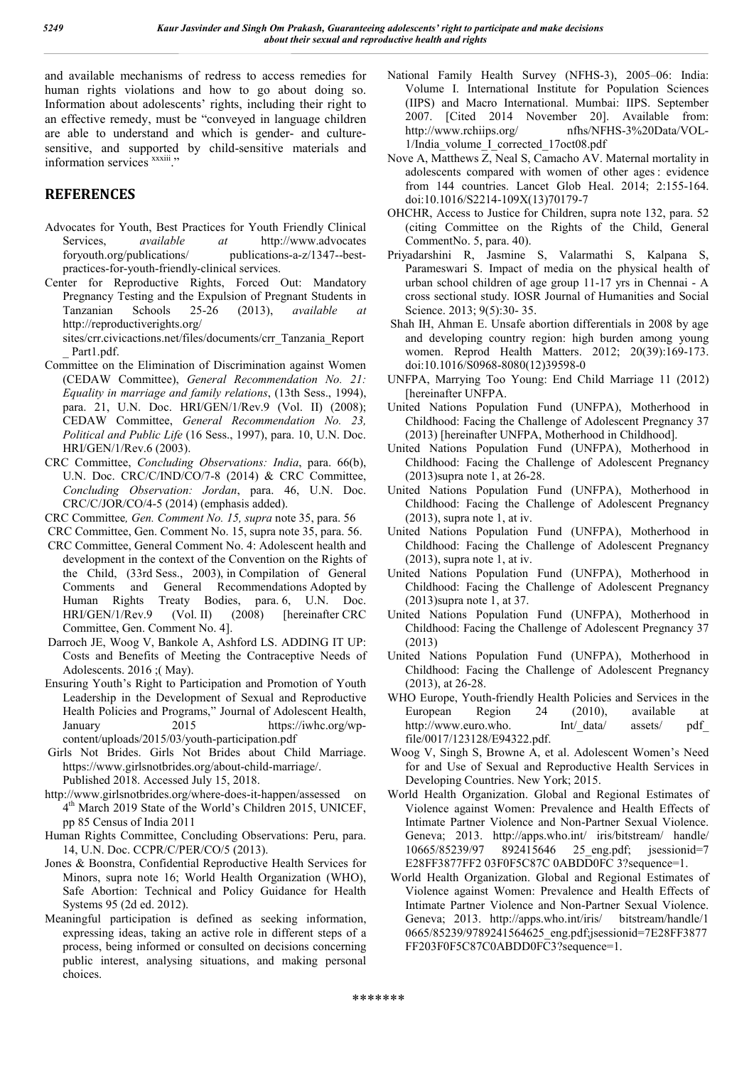and available mechanisms of redress to access remedies for human rights violations and how to go about doing so. Information about adolescents' rights, including their right to an effective remedy, must be "conveyed in language children are able to understand and which is gender- and culture-sensitive, and supported by child-sensitive materials and information services [xxxiii]."

## REFERENCES

Advocates for Youth, Best Practices for Youth Friendly Clinical Services, *available at* http://www.advocates foryouth.org/publications/ publications-a-z/1347--best-practices-for-youth-friendly-clinical services.

Center for Reproductive Rights, Forced Out: Mandatory Pregnancy Testing and the Expulsion of Pregnant Students in Tanzanian Schools 25-26 (2013), *available at* http://reproductiverights.org/ sites/crr.civicactions.net/files/documents/crr_Tanzania_Report _ Part1.pdf.

Committee on the Elimination of Discrimination against Women (CEDAW Committee), *General Recommendation No. 21: Equality in marriage and family relations*, (13th Sess., 1994), para. 21, U.N. Doc. HRI/GEN/1/Rev.9 (Vol. II) (2008); CEDAW Committee, *General Recommendation No. 23, Political and Public Life* (16 Sess., 1997), para. 10, U.N. Doc. HRI/GEN/1/Rev.6 (2003).

CRC Committee, *Concluding Observations: India*, para. 66(b), U.N. Doc. CRC/C/IND/CO/7-8 (2014) & CRC Committee, *Concluding Observation: Jordan*, para. 46, U.N. Doc. CRC/C/JOR/CO/4-5 (2014) (emphasis added).

CRC Committee*, Gen. Comment No. 15, supra* note 35, para. 56

CRC Committee, Gen. Comment No. 15, supra note 35, para. 56.

CRC Committee, General Comment No. 4: Adolescent health and development in the context of the Convention on the Rights of the Child, (33rd Sess., 2003), in Compilation of General Comments and General Recommendations Adopted by Human Rights Treaty Bodies, para. 6, U.N. Doc. HRI/GEN/1/Rev.9 (Vol. II) (2008) [hereinafter CRC Committee, Gen. Comment No. 4].

Darroch JE, Woog V, Bankole A, Ashford LS. ADDING IT UP: Costs and Benefits of Meeting the Contraceptive Needs of Adolescents. 2016 ;( May).

Ensuring Youth's Right to Participation and Promotion of Youth Leadership in the Development of Sexual and Reproductive Health Policies and Programs," Journal of Adolescent Health, January 2015 https://iwhc.org/wp-content/uploads/2015/03/youth-participation.pdf

Girls Not Brides. Girls Not Brides about Child Marriage. https://www.girlsnotbrides.org/about-child-marriage/. Published 2018. Accessed July 15, 2018.

http://www.girlsnotbrides.org/where-does-it-happen/assessed on 4th March 2019 State of the World's Children 2015, UNICEF, pp 85 Census of India 2011

Human Rights Committee, Concluding Observations: Peru, para. 14, U.N. Doc. CCPR/C/PER/CO/5 (2013).

Jones & Boonstra, Confidential Reproductive Health Services for Minors, supra note 16; World Health Organization (WHO), Safe Abortion: Technical and Policy Guidance for Health Systems 95 (2d ed. 2012).

Meaningful participation is defined as seeking information, expressing ideas, taking an active role in different steps of a process, being informed or consulted on decisions concerning public interest, analysing situations, and making personal choices.

National Family Health Survey (NFHS-3), 2005–06: India: Volume I. International Institute for Population Sciences (IIPS) and Macro International. Mumbai: IIPS. September 2007. [Cited 2014 November 20]. Available from: http://www.rchiips.org/ nfhs/NFHS-3%20Data/VOL-1/India_volume_I_corrected_17oct08.pdf

Nove A, Matthews Z, Neal S, Camacho AV. Maternal mortality in adolescents compared with women of other ages : evidence from 144 countries. Lancet Glob Heal. 2014; 2:155-164. doi:10.1016/S2214-109X(13)70179-7

OHCHR, Access to Justice for Children, supra note 132, para. 52 (citing Committee on the Rights of the Child, General CommentNo. 5, para. 40).

Priyadarshini R, Jasmine S, Valarmathi S, Kalpana S, Parameswari S. Impact of media on the physical health of urban school children of age group 11-17 yrs in Chennai - A cross sectional study. IOSR Journal of Humanities and Social Science. 2013; 9(5):30- 35.

Shah IH, Ahman E. Unsafe abortion differentials in 2008 by age and developing country region: high burden among young women. Reprod Health Matters. 2012; 20(39):169-173. doi:10.1016/S0968-8080(12)39598-0

UNFPA, Marrying Too Young: End Child Marriage 11 (2012) [hereinafter UNFPA.

United Nations Population Fund (UNFPA), Motherhood in Childhood: Facing the Challenge of Adolescent Pregnancy 37 (2013) [hereinafter UNFPA, Motherhood in Childhood].

United Nations Population Fund (UNFPA), Motherhood in Childhood: Facing the Challenge of Adolescent Pregnancy (2013)supra note 1, at 26-28.

United Nations Population Fund (UNFPA), Motherhood in Childhood: Facing the Challenge of Adolescent Pregnancy (2013), supra note 1, at iv.

United Nations Population Fund (UNFPA), Motherhood in Childhood: Facing the Challenge of Adolescent Pregnancy (2013), supra note 1, at iv.

United Nations Population Fund (UNFPA), Motherhood in Childhood: Facing the Challenge of Adolescent Pregnancy (2013)supra note 1, at 37.

United Nations Population Fund (UNFPA), Motherhood in Childhood: Facing the Challenge of Adolescent Pregnancy 37 (2013)

United Nations Population Fund (UNFPA), Motherhood in Childhood: Facing the Challenge of Adolescent Pregnancy (2013), at 26-28.

WHO Europe, Youth-friendly Health Policies and Services in the European Region 24 (2010), available at http://www.euro.who. Int/_data/ assets/ pdf_ file/0017/123128/E94322.pdf.

Woog V, Singh S, Browne A, et al. Adolescent Women's Need for and Use of Sexual and Reproductive Health Services in Developing Countries. New York; 2015.

World Health Organization. Global and Regional Estimates of Violence against Women: Prevalence and Health Effects of Intimate Partner Violence and Non-Partner Sexual Violence. Geneva; 2013. http://apps.who.int/ iris/bitstream/ handle/ 10665/85239/97 892415646 25_eng.pdf; jsessionid=7 E28FF3877FF2 03F0F5C87C 0ABDD0FC 3?sequence=1.

World Health Organization. Global and Regional Estimates of Violence against Women: Prevalence and Health Effects of Intimate Partner Violence and Non-Partner Sexual Violence. Geneva; 2013. http://apps.who.int/iris/ bitstream/handle/1 0665/85239/9789241564625_eng.pdf;jsessionid=7E28FF3877 FF203F0F5C87C0ABDD0FC3?sequence=1.

\*\*\*\*\*\*\*